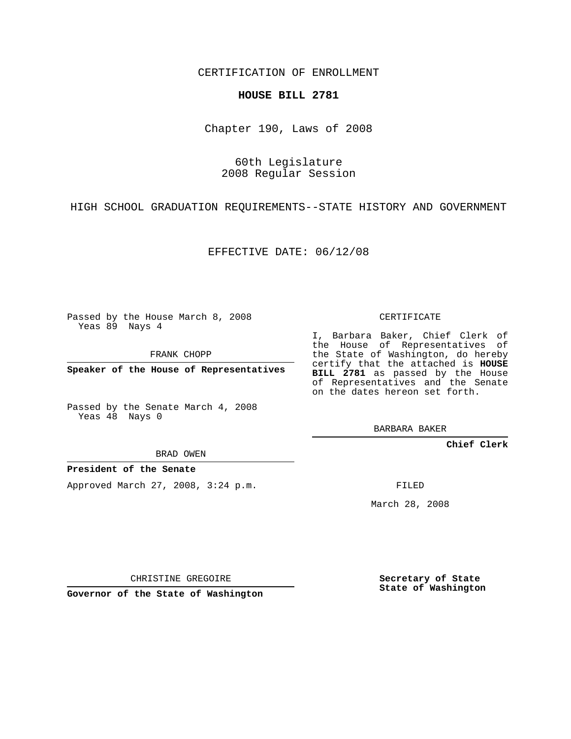CERTIFICATION OF ENROLLMENT

**HOUSE BILL 2781**

Chapter 190, Laws of 2008

60th Legislature
2008 Regular Session

HIGH SCHOOL GRADUATION REQUIREMENTS--STATE HISTORY AND GOVERNMENT

EFFECTIVE DATE: 06/12/08

Passed by the House March 8, 2008
Yeas 89 Nays 4

FRANK CHOPP

**Speaker of the House of Representatives**

Passed by the Senate March 4, 2008
Yeas 48 Nays 0

BRAD OWEN

**President of the Senate**

Approved March 27, 2008, 3:24 p.m.

CHRISTINE GREGOIRE

**Governor of the State of Washington**

CERTIFICATE

I, Barbara Baker, Chief Clerk of the House of Representatives of the State of Washington, do hereby certify that the attached is **HOUSE BILL 2781** as passed by the House of Representatives and the Senate on the dates hereon set forth.

BARBARA BAKER

**Chief Clerk**

FILED

March 28, 2008

**Secretary of State**
**State of Washington**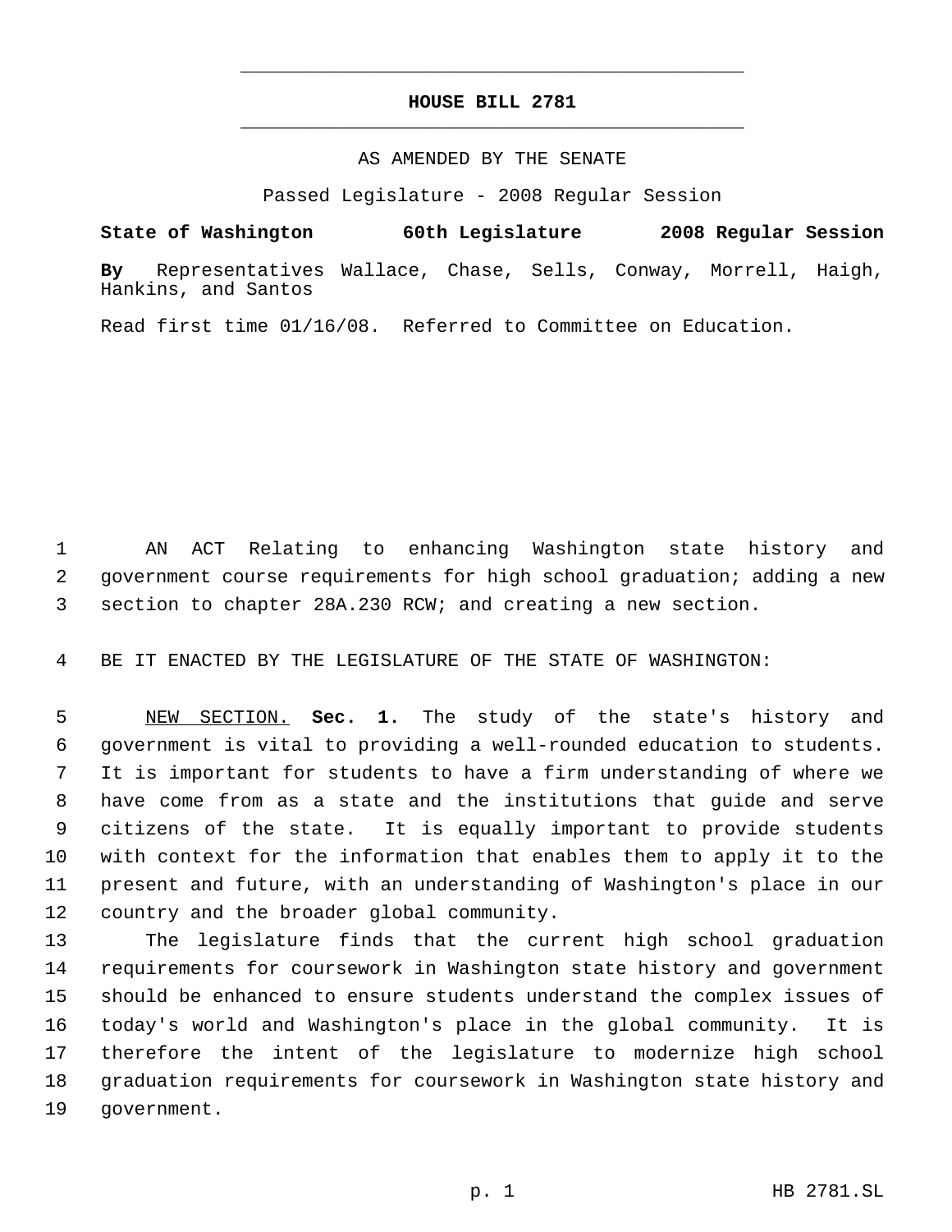# HOUSE BILL 2781

AS AMENDED BY THE SENATE

Passed Legislature - 2008 Regular Session

**State of Washington 60th Legislature 2008 Regular Session**

**By** Representatives Wallace, Chase, Sells, Conway, Morrell, Haigh, Hankins, and Santos

Read first time 01/16/08. Referred to Committee on Education.

AN ACT Relating to enhancing Washington state history and government course requirements for high school graduation; adding a new section to chapter 28A.230 RCW; and creating a new section.

BE IT ENACTED BY THE LEGISLATURE OF THE STATE OF WASHINGTON:

NEW SECTION. **Sec. 1.** The study of the state's history and government is vital to providing a well-rounded education to students. It is important for students to have a firm understanding of where we have come from as a state and the institutions that guide and serve citizens of the state. It is equally important to provide students with context for the information that enables them to apply it to the present and future, with an understanding of Washington's place in our country and the broader global community.

The legislature finds that the current high school graduation requirements for coursework in Washington state history and government should be enhanced to ensure students understand the complex issues of today's world and Washington's place in the global community. It is therefore the intent of the legislature to modernize high school graduation requirements for coursework in Washington state history and government.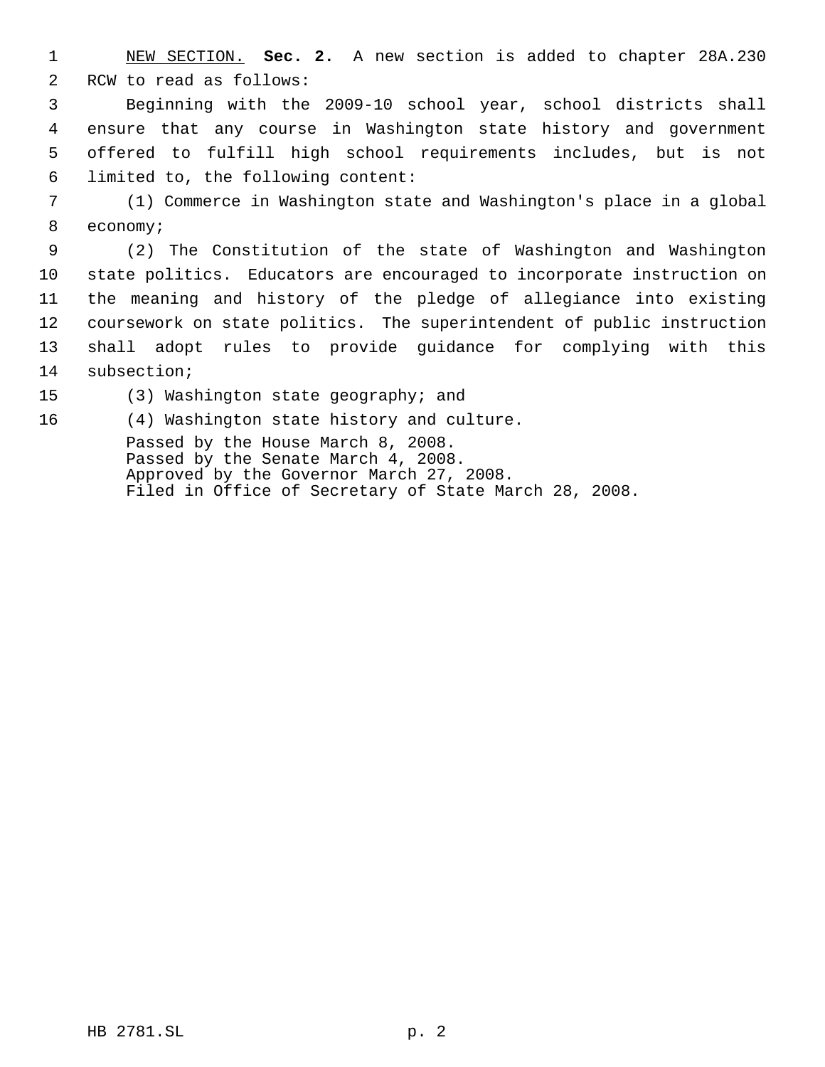NEW SECTION. **Sec. 2.** A new section is added to chapter 28A.230 RCW to read as follows:

Beginning with the 2009-10 school year, school districts shall ensure that any course in Washington state history and government offered to fulfill high school requirements includes, but is not limited to, the following content:

(1) Commerce in Washington state and Washington's place in a global economy;

(2) The Constitution of the state of Washington and Washington state politics. Educators are encouraged to incorporate instruction on the meaning and history of the pledge of allegiance into existing coursework on state politics. The superintendent of public instruction shall adopt rules to provide guidance for complying with this subsection;

(3) Washington state geography; and

(4) Washington state history and culture.

Passed by the House March 8, 2008.
Passed by the Senate March 4, 2008.
Approved by the Governor March 27, 2008.
Filed in Office of Secretary of State March 28, 2008.